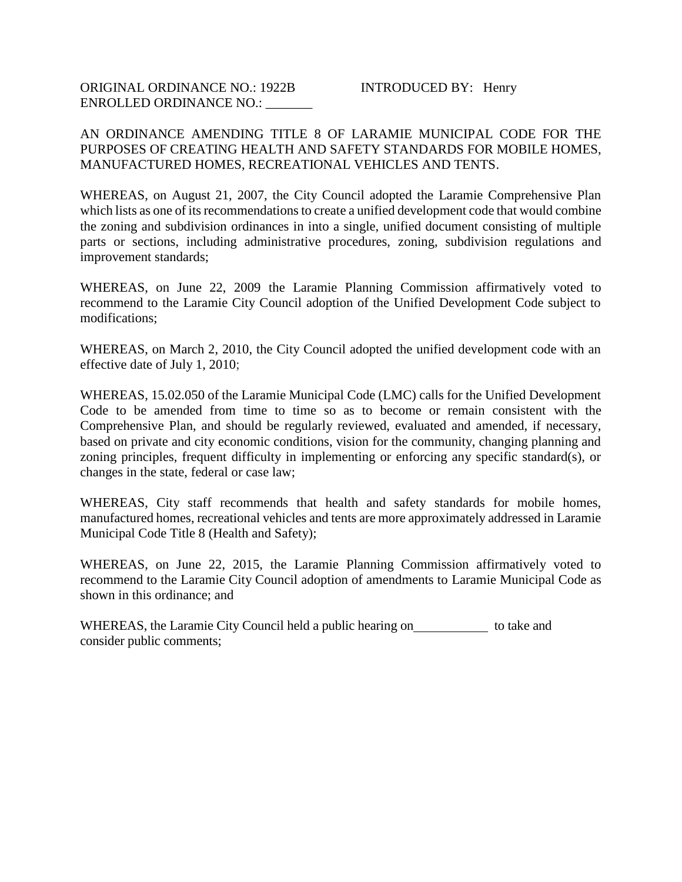ORIGINAL ORDINANCE NO.: 1922B INTRODUCED BY: Henry
ENROLLED ORDINANCE NO.: _______

AN ORDINANCE AMENDING TITLE 8 OF LARAMIE MUNICIPAL CODE FOR THE PURPOSES OF CREATING HEALTH AND SAFETY STANDARDS FOR MOBILE HOMES, MANUFACTURED HOMES, RECREATIONAL VEHICLES AND TENTS.

WHEREAS, on August 21, 2007, the City Council adopted the Laramie Comprehensive Plan which lists as one of its recommendations to create a unified development code that would combine the zoning and subdivision ordinances in into a single, unified document consisting of multiple parts or sections, including administrative procedures, zoning, subdivision regulations and improvement standards;

WHEREAS, on June 22, 2009 the Laramie Planning Commission affirmatively voted to recommend to the Laramie City Council adoption of the Unified Development Code subject to modifications;

WHEREAS, on March 2, 2010, the City Council adopted the unified development code with an effective date of July 1, 2010;

WHEREAS, 15.02.050 of the Laramie Municipal Code (LMC) calls for the Unified Development Code to be amended from time to time so as to become or remain consistent with the Comprehensive Plan, and should be regularly reviewed, evaluated and amended, if necessary, based on private and city economic conditions, vision for the community, changing planning and zoning principles, frequent difficulty in implementing or enforcing any specific standard(s), or changes in the state, federal or case law;

WHEREAS, City staff recommends that health and safety standards for mobile homes, manufactured homes, recreational vehicles and tents are more approximately addressed in Laramie Municipal Code Title 8 (Health and Safety);

WHEREAS, on June 22, 2015, the Laramie Planning Commission affirmatively voted to recommend to the Laramie City Council adoption of amendments to Laramie Municipal Code as shown in this ordinance; and

WHEREAS, the Laramie City Council held a public hearing on___________ to take and consider public comments;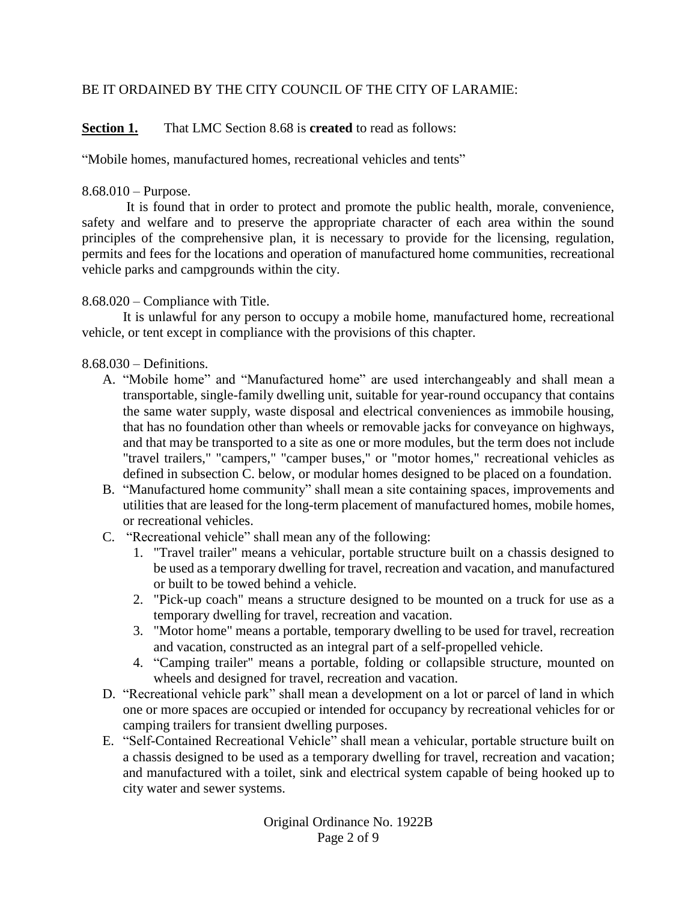BE IT ORDAINED BY THE CITY COUNCIL OF THE CITY OF LARAMIE:

**Section 1.** That LMC Section 8.68 is **created** to read as follows:

"Mobile homes, manufactured homes, recreational vehicles and tents"

8.68.010 – Purpose.

It is found that in order to protect and promote the public health, morale, convenience, safety and welfare and to preserve the appropriate character of each area within the sound principles of the comprehensive plan, it is necessary to provide for the licensing, regulation, permits and fees for the locations and operation of manufactured home communities, recreational vehicle parks and campgrounds within the city.

8.68.020 – Compliance with Title.

It is unlawful for any person to occupy a mobile home, manufactured home, recreational vehicle, or tent except in compliance with the provisions of this chapter.

8.68.030 – Definitions.

A. "Mobile home" and "Manufactured home" are used interchangeably and shall mean a transportable, single-family dwelling unit, suitable for year-round occupancy that contains the same water supply, waste disposal and electrical conveniences as immobile housing, that has no foundation other than wheels or removable jacks for conveyance on highways, and that may be transported to a site as one or more modules, but the term does not include "travel trailers," "campers," "camper buses," or "motor homes," recreational vehicles as defined in subsection C. below, or modular homes designed to be placed on a foundation.
B. "Manufactured home community" shall mean a site containing spaces, improvements and utilities that are leased for the long-term placement of manufactured homes, mobile homes, or recreational vehicles.
C. "Recreational vehicle" shall mean any of the following:
   1. "Travel trailer" means a vehicular, portable structure built on a chassis designed to be used as a temporary dwelling for travel, recreation and vacation, and manufactured or built to be towed behind a vehicle.
   2. "Pick-up coach" means a structure designed to be mounted on a truck for use as a temporary dwelling for travel, recreation and vacation.
   3. "Motor home" means a portable, temporary dwelling to be used for travel, recreation and vacation, constructed as an integral part of a self-propelled vehicle.
   4. "Camping trailer" means a portable, folding or collapsible structure, mounted on wheels and designed for travel, recreation and vacation.
D. "Recreational vehicle park" shall mean a development on a lot or parcel of land in which one or more spaces are occupied or intended for occupancy by recreational vehicles for or camping trailers for transient dwelling purposes.
E. "Self-Contained Recreational Vehicle" shall mean a vehicular, portable structure built on a chassis designed to be used as a temporary dwelling for travel, recreation and vacation; and manufactured with a toilet, sink and electrical system capable of being hooked up to city water and sewer systems.

Original Ordinance No. 1922B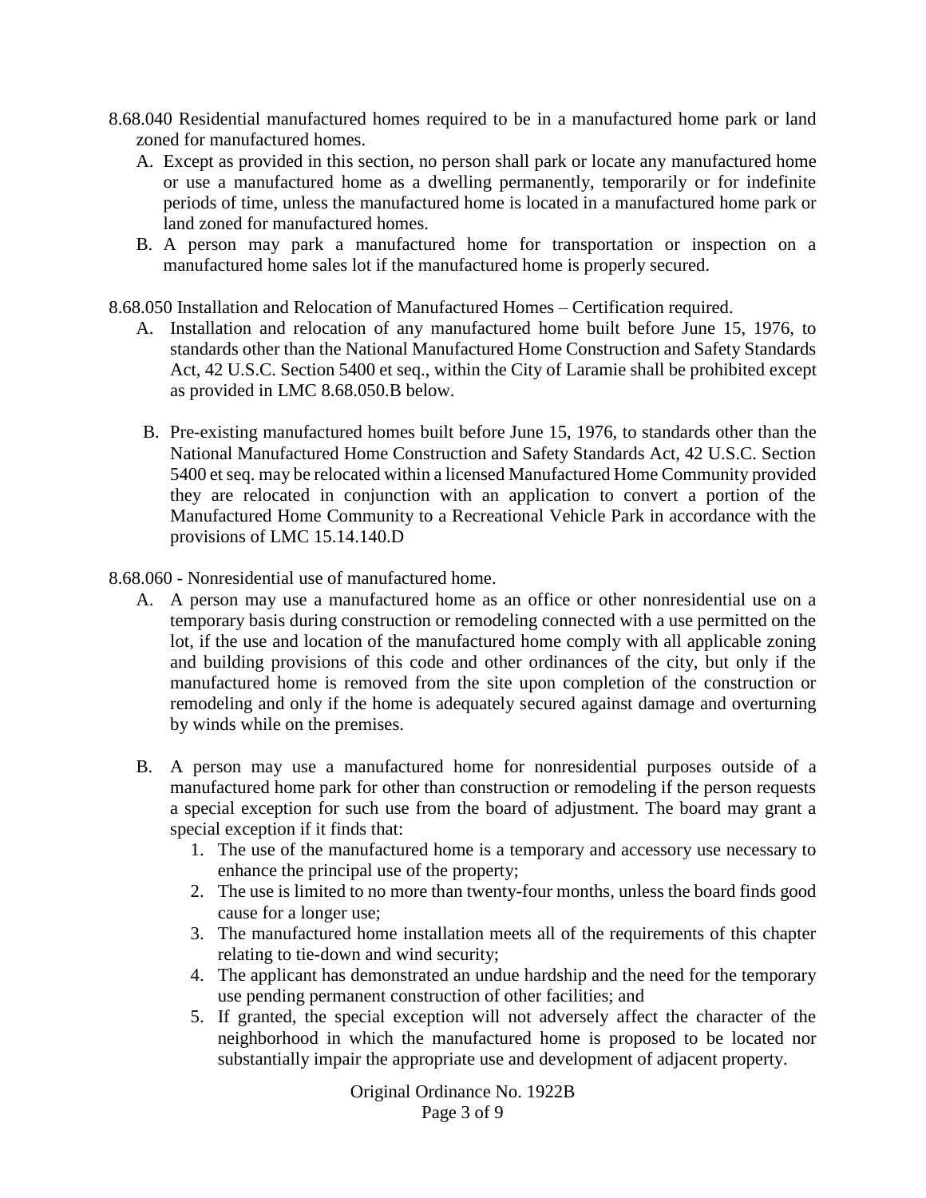8.68.040 Residential manufactured homes required to be in a manufactured home park or land zoned for manufactured homes.

A. Except as provided in this section, no person shall park or locate any manufactured home or use a manufactured home as a dwelling permanently, temporarily or for indefinite periods of time, unless the manufactured home is located in a manufactured home park or land zoned for manufactured homes.
B. A person may park a manufactured home for transportation or inspection on a manufactured home sales lot if the manufactured home is properly secured.

8.68.050 Installation and Relocation of Manufactured Homes – Certification required.

A. Installation and relocation of any manufactured home built before June 15, 1976, to standards other than the National Manufactured Home Construction and Safety Standards Act, 42 U.S.C. Section 5400 et seq., within the City of Laramie shall be prohibited except as provided in LMC 8.68.050.B below.

B. Pre-existing manufactured homes built before June 15, 1976, to standards other than the National Manufactured Home Construction and Safety Standards Act, 42 U.S.C. Section 5400 et seq. may be relocated within a licensed Manufactured Home Community provided they are relocated in conjunction with an application to convert a portion of the Manufactured Home Community to a Recreational Vehicle Park in accordance with the provisions of LMC 15.14.140.D

8.68.060 - Nonresidential use of manufactured home.

A. A person may use a manufactured home as an office or other nonresidential use on a temporary basis during construction or remodeling connected with a use permitted on the lot, if the use and location of the manufactured home comply with all applicable zoning and building provisions of this code and other ordinances of the city, but only if the manufactured home is removed from the site upon completion of the construction or remodeling and only if the home is adequately secured against damage and overturning by winds while on the premises.

B. A person may use a manufactured home for nonresidential purposes outside of a manufactured home park for other than construction or remodeling if the person requests a special exception for such use from the board of adjustment. The board may grant a special exception if it finds that:
   1. The use of the manufactured home is a temporary and accessory use necessary to enhance the principal use of the property;
   2. The use is limited to no more than twenty-four months, unless the board finds good cause for a longer use;
   3. The manufactured home installation meets all of the requirements of this chapter relating to tie-down and wind security;
   4. The applicant has demonstrated an undue hardship and the need for the temporary use pending permanent construction of other facilities; and
   5. If granted, the special exception will not adversely affect the character of the neighborhood in which the manufactured home is proposed to be located nor substantially impair the appropriate use and development of adjacent property.

Original Ordinance No. 1922B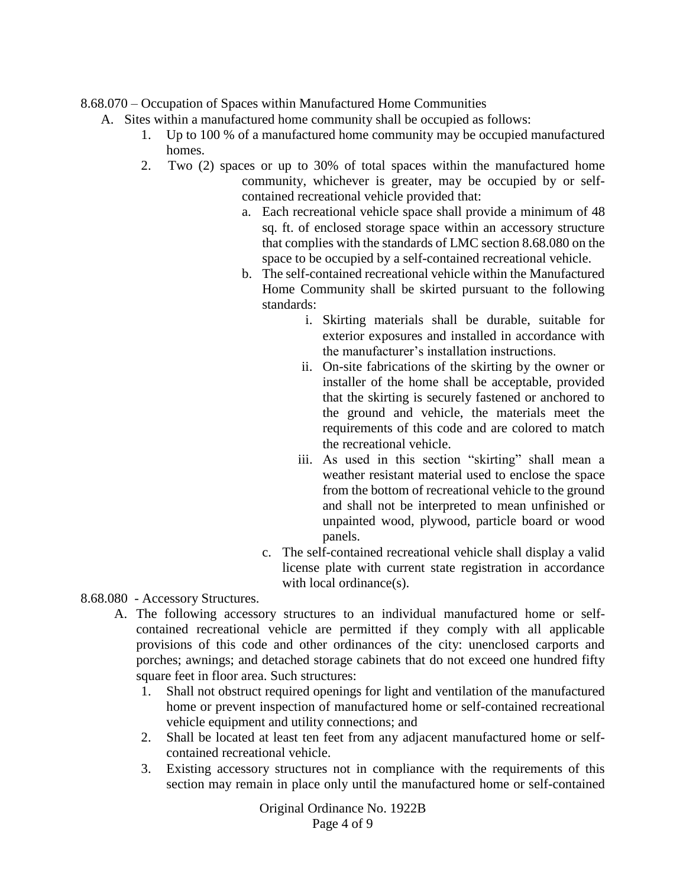8.68.070 – Occupation of Spaces within Manufactured Home Communities

A. Sites within a manufactured home community shall be occupied as follows:
   1. Up to 100 % of a manufactured home community may be occupied manufactured homes.
   2. Two (2) spaces or up to 30% of total spaces within the manufactured home community, whichever is greater, may be occupied by or self-contained recreational vehicle provided that:
      a. Each recreational vehicle space shall provide a minimum of 48 sq. ft. of enclosed storage space within an accessory structure that complies with the standards of LMC section 8.68.080 on the space to be occupied by a self-contained recreational vehicle.
      b. The self-contained recreational vehicle within the Manufactured Home Community shall be skirted pursuant to the following standards:
         i. Skirting materials shall be durable, suitable for exterior exposures and installed in accordance with the manufacturer's installation instructions.
         ii. On-site fabrications of the skirting by the owner or installer of the home shall be acceptable, provided that the skirting is securely fastened or anchored to the ground and vehicle, the materials meet the requirements of this code and are colored to match the recreational vehicle.
         iii. As used in this section "skirting" shall mean a weather resistant material used to enclose the space from the bottom of recreational vehicle to the ground and shall not be interpreted to mean unfinished or unpainted wood, plywood, particle board or wood panels.
      c. The self-contained recreational vehicle shall display a valid license plate with current state registration in accordance with local ordinance(s).

8.68.080 - Accessory Structures.

A. The following accessory structures to an individual manufactured home or self-contained recreational vehicle are permitted if they comply with all applicable provisions of this code and other ordinances of the city: unenclosed carports and porches; awnings; and detached storage cabinets that do not exceed one hundred fifty square feet in floor area. Such structures:
   1. Shall not obstruct required openings for light and ventilation of the manufactured home or prevent inspection of manufactured home or self-contained recreational vehicle equipment and utility connections; and
   2. Shall be located at least ten feet from any adjacent manufactured home or self-contained recreational vehicle.
   3. Existing accessory structures not in compliance with the requirements of this section may remain in place only until the manufactured home or self-contained

Original Ordinance No. 1922B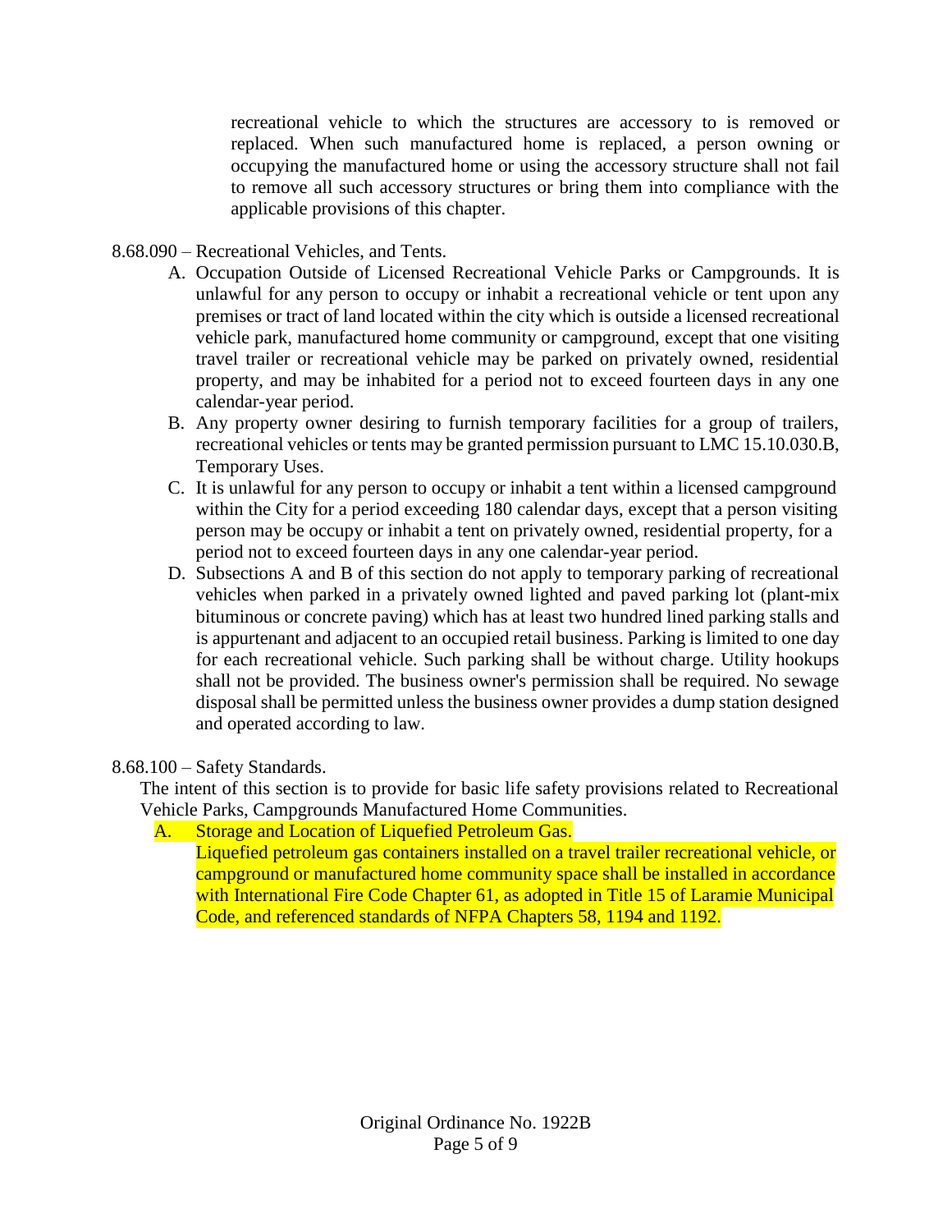recreational vehicle to which the structures are accessory to is removed or replaced. When such manufactured home is replaced, a person owning or occupying the manufactured home or using the accessory structure shall not fail to remove all such accessory structures or bring them into compliance with the applicable provisions of this chapter.

8.68.090 – Recreational Vehicles, and Tents.

A. Occupation Outside of Licensed Recreational Vehicle Parks or Campgrounds. It is unlawful for any person to occupy or inhabit a recreational vehicle or tent upon any premises or tract of land located within the city which is outside a licensed recreational vehicle park, manufactured home community or campground, except that one visiting travel trailer or recreational vehicle may be parked on privately owned, residential property, and may be inhabited for a period not to exceed fourteen days in any one calendar-year period.
B. Any property owner desiring to furnish temporary facilities for a group of trailers, recreational vehicles or tents may be granted permission pursuant to LMC 15.10.030.B, Temporary Uses.
C. It is unlawful for any person to occupy or inhabit a tent within a licensed campground within the City for a period exceeding 180 calendar days, except that a person visiting person may be occupy or inhabit a tent on privately owned, residential property, for a period not to exceed fourteen days in any one calendar-year period.
D. Subsections A and B of this section do not apply to temporary parking of recreational vehicles when parked in a privately owned lighted and paved parking lot (plant-mix bituminous or concrete paving) which has at least two hundred lined parking stalls and is appurtenant and adjacent to an occupied retail business. Parking is limited to one day for each recreational vehicle. Such parking shall be without charge. Utility hookups shall not be provided. The business owner's permission shall be required. No sewage disposal shall be permitted unless the business owner provides a dump station designed and operated according to law.

8.68.100 – Safety Standards.

The intent of this section is to provide for basic life safety provisions related to Recreational Vehicle Parks, Campgrounds Manufactured Home Communities.

A. Storage and Location of Liquefied Petroleum Gas.
Liquefied petroleum gas containers installed on a travel trailer recreational vehicle, or campground or manufactured home community space shall be installed in accordance with International Fire Code Chapter 61, as adopted in Title 15 of Laramie Municipal Code, and referenced standards of NFPA Chapters 58, 1194 and 1192.

Original Ordinance No. 1922B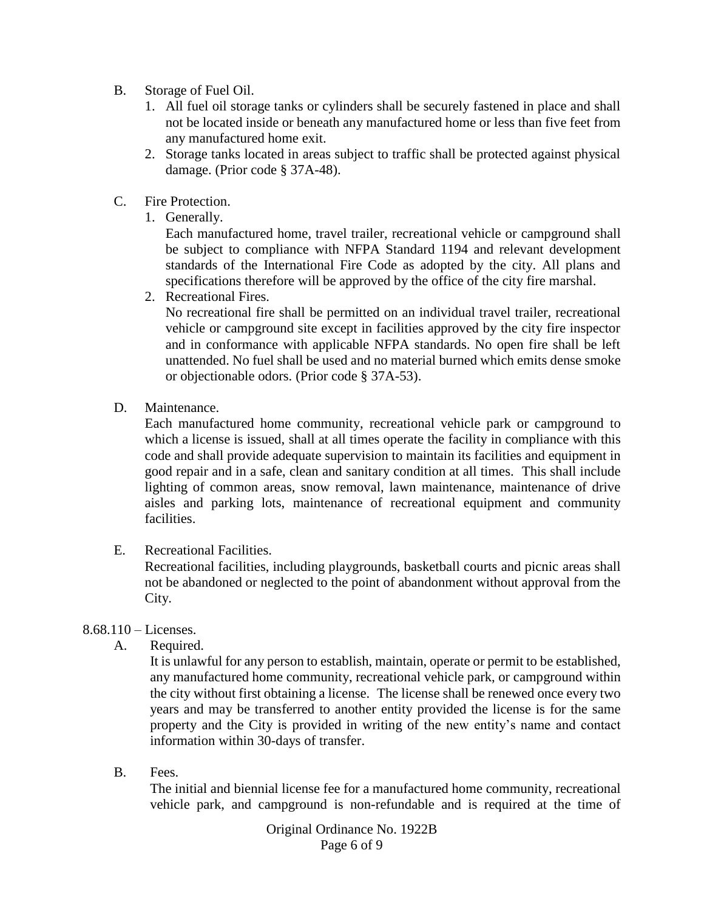B. Storage of Fuel Oil.

1. All fuel oil storage tanks or cylinders shall be securely fastened in place and shall not be located inside or beneath any manufactured home or less than five feet from any manufactured home exit.
2. Storage tanks located in areas subject to traffic shall be protected against physical damage. (Prior code § 37A-48).

C. Fire Protection.

1. Generally.

   Each manufactured home, travel trailer, recreational vehicle or campground shall be subject to compliance with NFPA Standard 1194 and relevant development standards of the International Fire Code as adopted by the city. All plans and specifications therefore will be approved by the office of the city fire marshal.

2. Recreational Fires.

   No recreational fire shall be permitted on an individual travel trailer, recreational vehicle or campground site except in facilities approved by the city fire inspector and in conformance with applicable NFPA standards. No open fire shall be left unattended. No fuel shall be used and no material burned which emits dense smoke or objectionable odors. (Prior code § 37A-53).

D. Maintenance.

Each manufactured home community, recreational vehicle park or campground to which a license is issued, shall at all times operate the facility in compliance with this code and shall provide adequate supervision to maintain its facilities and equipment in good repair and in a safe, clean and sanitary condition at all times. This shall include lighting of common areas, snow removal, lawn maintenance, maintenance of drive aisles and parking lots, maintenance of recreational equipment and community facilities.

E. Recreational Facilities.

Recreational facilities, including playgrounds, basketball courts and picnic areas shall not be abandoned or neglected to the point of abandonment without approval from the City.

8.68.110 – Licenses.

A. Required.

It is unlawful for any person to establish, maintain, operate or permit to be established, any manufactured home community, recreational vehicle park, or campground within the city without first obtaining a license. The license shall be renewed once every two years and may be transferred to another entity provided the license is for the same property and the City is provided in writing of the new entity's name and contact information within 30-days of transfer.

B. Fees.

The initial and biennial license fee for a manufactured home community, recreational vehicle park, and campground is non-refundable and is required at the time of

Original Ordinance No. 1922B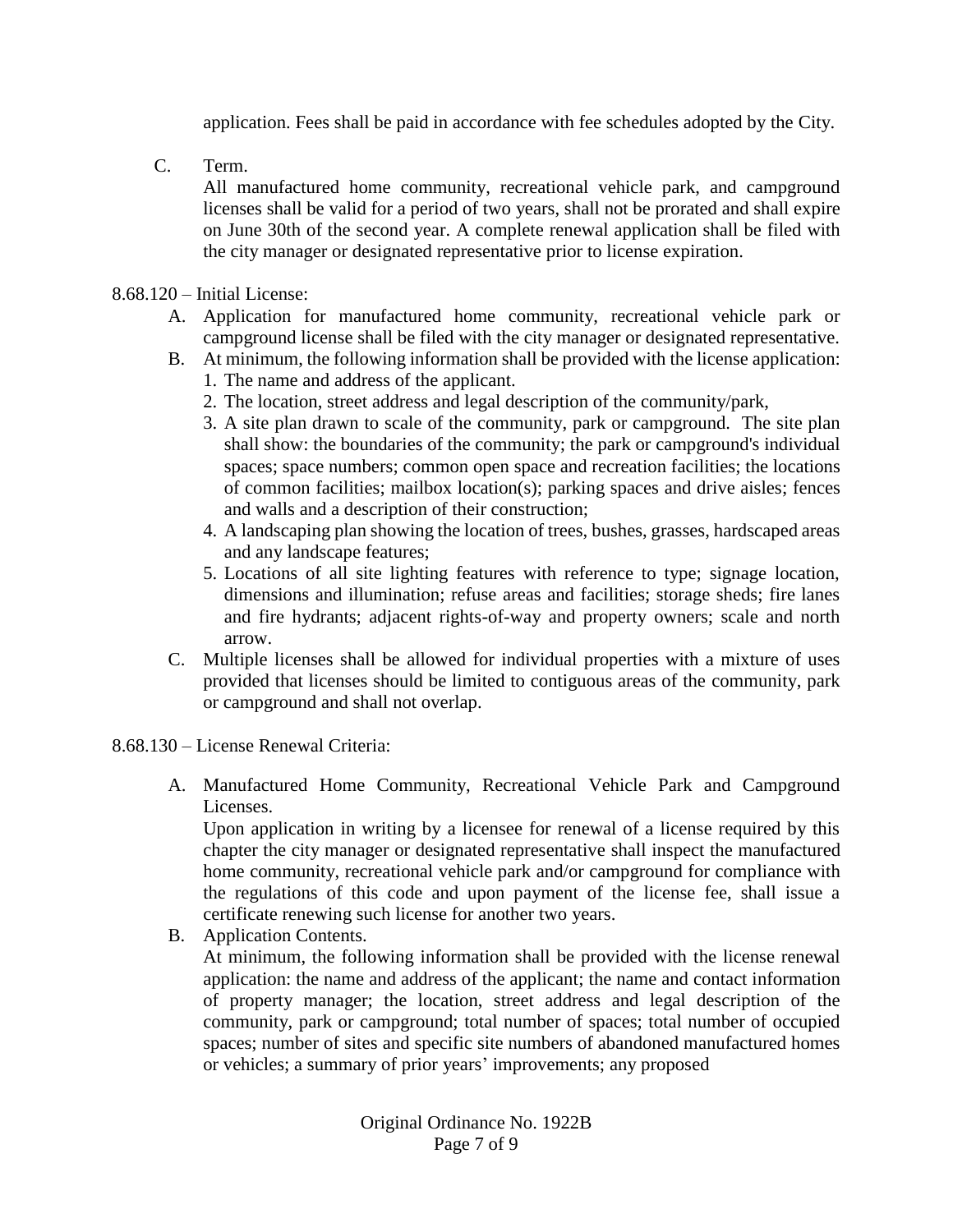application. Fees shall be paid in accordance with fee schedules adopted by the City.

C. Term.

All manufactured home community, recreational vehicle park, and campground licenses shall be valid for a period of two years, shall not be prorated and shall expire on June 30th of the second year. A complete renewal application shall be filed with the city manager or designated representative prior to license expiration.

8.68.120 – Initial License:

A. Application for manufactured home community, recreational vehicle park or campground license shall be filed with the city manager or designated representative.

B. At minimum, the following information shall be provided with the license application:

1. The name and address of the applicant.
2. The location, street address and legal description of the community/park,
3. A site plan drawn to scale of the community, park or campground. The site plan shall show: the boundaries of the community; the park or campground's individual spaces; space numbers; common open space and recreation facilities; the locations of common facilities; mailbox location(s); parking spaces and drive aisles; fences and walls and a description of their construction;
4. A landscaping plan showing the location of trees, bushes, grasses, hardscaped areas and any landscape features;
5. Locations of all site lighting features with reference to type; signage location, dimensions and illumination; refuse areas and facilities; storage sheds; fire lanes and fire hydrants; adjacent rights-of-way and property owners; scale and north arrow.

C. Multiple licenses shall be allowed for individual properties with a mixture of uses provided that licenses should be limited to contiguous areas of the community, park or campground and shall not overlap.

8.68.130 – License Renewal Criteria:

A. Manufactured Home Community, Recreational Vehicle Park and Campground Licenses.

Upon application in writing by a licensee for renewal of a license required by this chapter the city manager or designated representative shall inspect the manufactured home community, recreational vehicle park and/or campground for compliance with the regulations of this code and upon payment of the license fee, shall issue a certificate renewing such license for another two years.

B. Application Contents.

At minimum, the following information shall be provided with the license renewal application: the name and address of the applicant; the name and contact information of property manager; the location, street address and legal description of the community, park or campground; total number of spaces; total number of occupied spaces; number of sites and specific site numbers of abandoned manufactured homes or vehicles; a summary of prior years' improvements; any proposed

Original Ordinance No. 1922B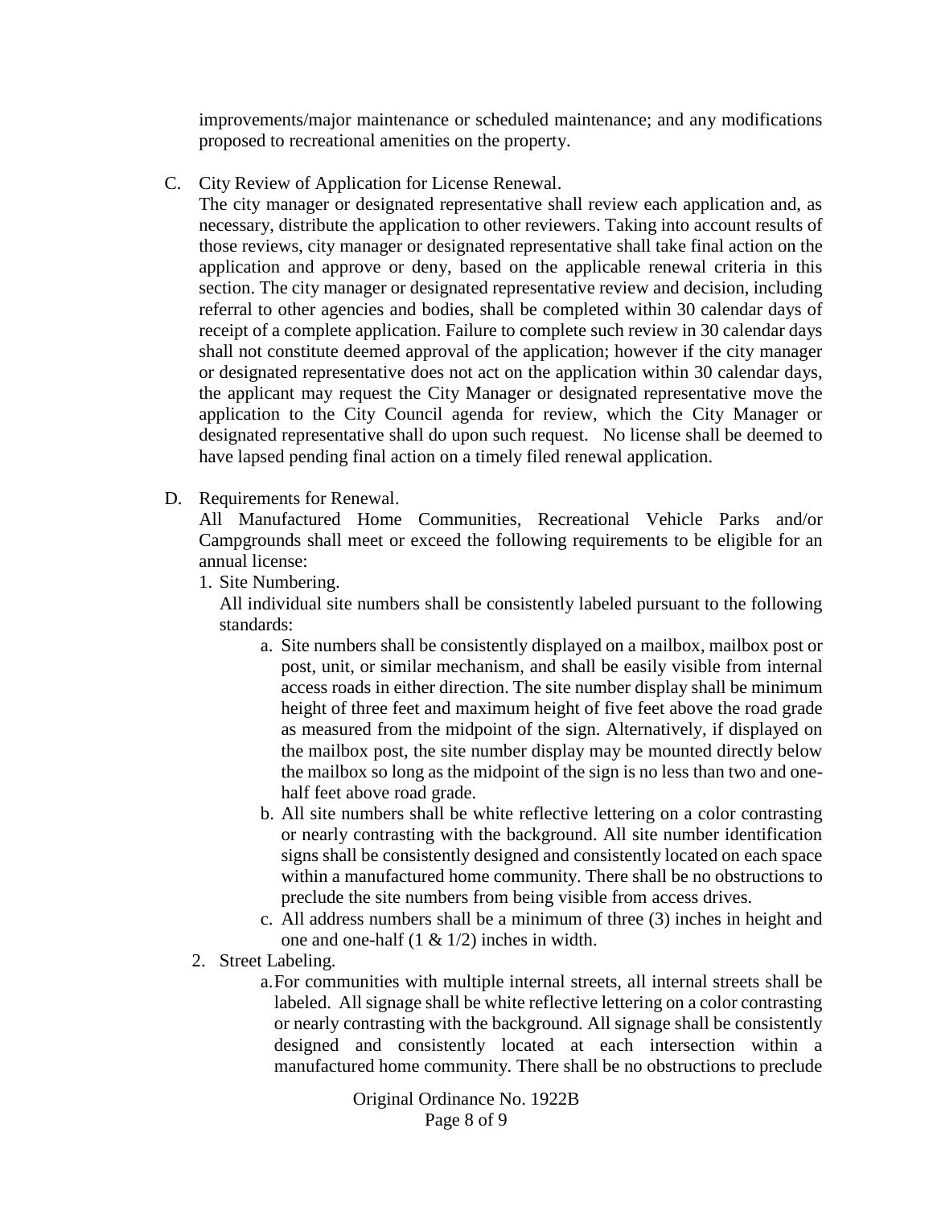improvements/major maintenance or scheduled maintenance; and any modifications proposed to recreational amenities on the property.

C. City Review of Application for License Renewal.

The city manager or designated representative shall review each application and, as necessary, distribute the application to other reviewers. Taking into account results of those reviews, city manager or designated representative shall take final action on the application and approve or deny, based on the applicable renewal criteria in this section. The city manager or designated representative review and decision, including referral to other agencies and bodies, shall be completed within 30 calendar days of receipt of a complete application. Failure to complete such review in 30 calendar days shall not constitute deemed approval of the application; however if the city manager or designated representative does not act on the application within 30 calendar days, the applicant may request the City Manager or designated representative move the application to the City Council agenda for review, which the City Manager or designated representative shall do upon such request. No license shall be deemed to have lapsed pending final action on a timely filed renewal application.

D. Requirements for Renewal.

All Manufactured Home Communities, Recreational Vehicle Parks and/or Campgrounds shall meet or exceed the following requirements to be eligible for an annual license:

1. Site Numbering.

   All individual site numbers shall be consistently labeled pursuant to the following standards:

   a. Site numbers shall be consistently displayed on a mailbox, mailbox post or post, unit, or similar mechanism, and shall be easily visible from internal access roads in either direction. The site number display shall be minimum height of three feet and maximum height of five feet above the road grade as measured from the midpoint of the sign. Alternatively, if displayed on the mailbox post, the site number display may be mounted directly below the mailbox so long as the midpoint of the sign is no less than two and one-half feet above road grade.
   b. All site numbers shall be white reflective lettering on a color contrasting or nearly contrasting with the background. All site number identification signs shall be consistently designed and consistently located on each space within a manufactured home community. There shall be no obstructions to preclude the site numbers from being visible from access drives.
   c. All address numbers shall be a minimum of three (3) inches in height and one and one-half (1 & 1/2) inches in width.

2. Street Labeling.

   a. For communities with multiple internal streets, all internal streets shall be labeled. All signage shall be white reflective lettering on a color contrasting or nearly contrasting with the background. All signage shall be consistently designed and consistently located at each intersection within a manufactured home community. There shall be no obstructions to preclude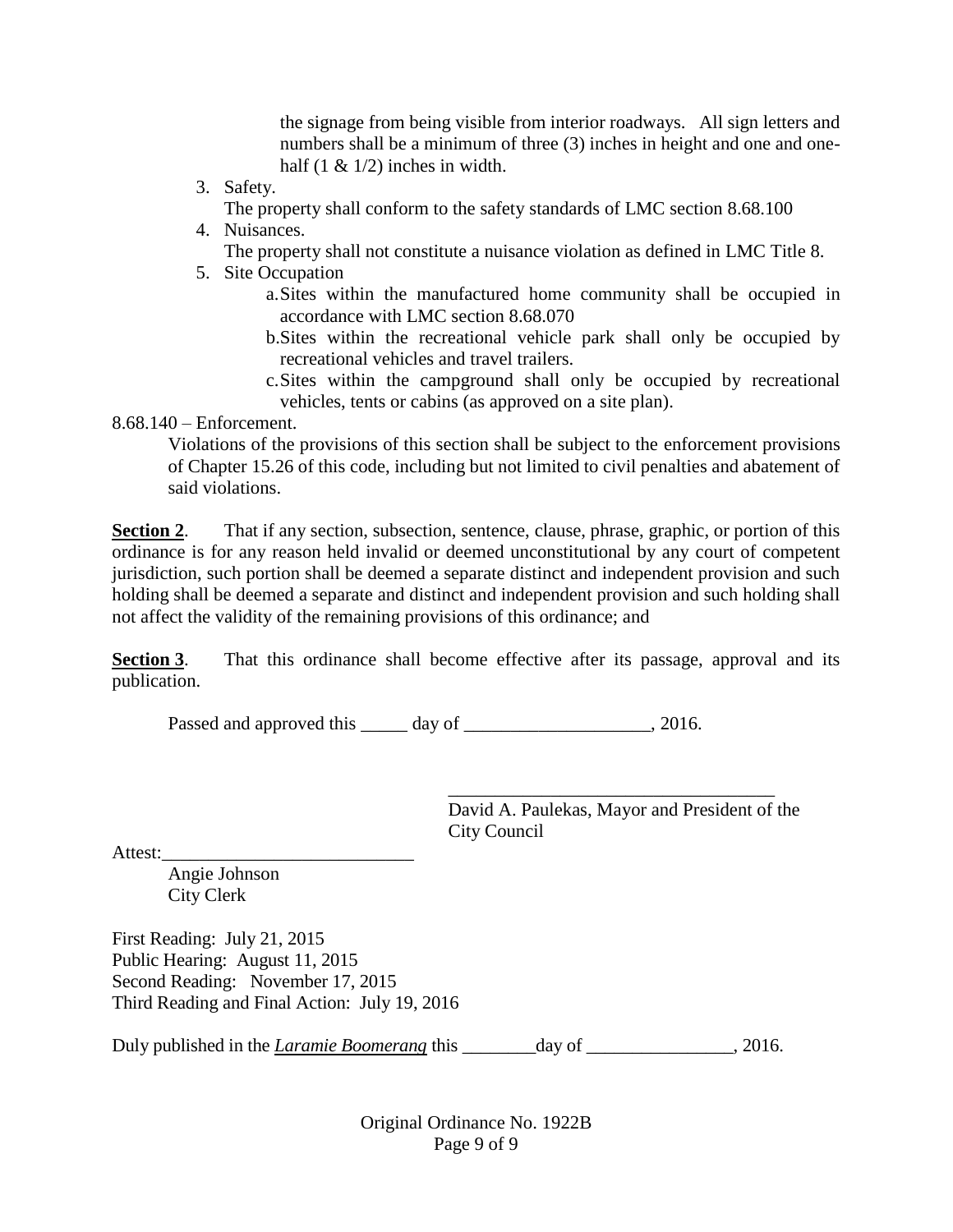the signage from being visible from interior roadways. All sign letters and numbers shall be a minimum of three (3) inches in height and one and one-half (1 & 1/2) inches in width.

3. Safety.
   The property shall conform to the safety standards of LMC section 8.68.100
4. Nuisances.
   The property shall not constitute a nuisance violation as defined in LMC Title 8.
5. Site Occupation
   a. Sites within the manufactured home community shall be occupied in accordance with LMC section 8.68.070
   b. Sites within the recreational vehicle park shall only be occupied by recreational vehicles and travel trailers.
   c. Sites within the campground shall only be occupied by recreational vehicles, tents or cabins (as approved on a site plan).

8.68.140 – Enforcement.

Violations of the provisions of this section shall be subject to the enforcement provisions of Chapter 15.26 of this code, including but not limited to civil penalties and abatement of said violations.

**Section 2**. That if any section, subsection, sentence, clause, phrase, graphic, or portion of this ordinance is for any reason held invalid or deemed unconstitutional by any court of competent jurisdiction, such portion shall be deemed a separate distinct and independent provision and such holding shall be deemed a separate and distinct and independent provision and such holding shall not affect the validity of the remaining provisions of this ordinance; and

**Section 3**. That this ordinance shall become effective after its passage, approval and its publication.

Passed and approved this _____ day of ____________________, 2016.

____________________________________
David A. Paulekas, Mayor and President of the City Council

Attest:___________________________
Angie Johnson
City Clerk

First Reading: July 21, 2015
Public Hearing: August 11, 2015
Second Reading: November 17, 2015
Third Reading and Final Action: July 19, 2016

Duly published in the *Laramie Boomerang* this ________day of ________________, 2016.

Original Ordinance No. 1922B